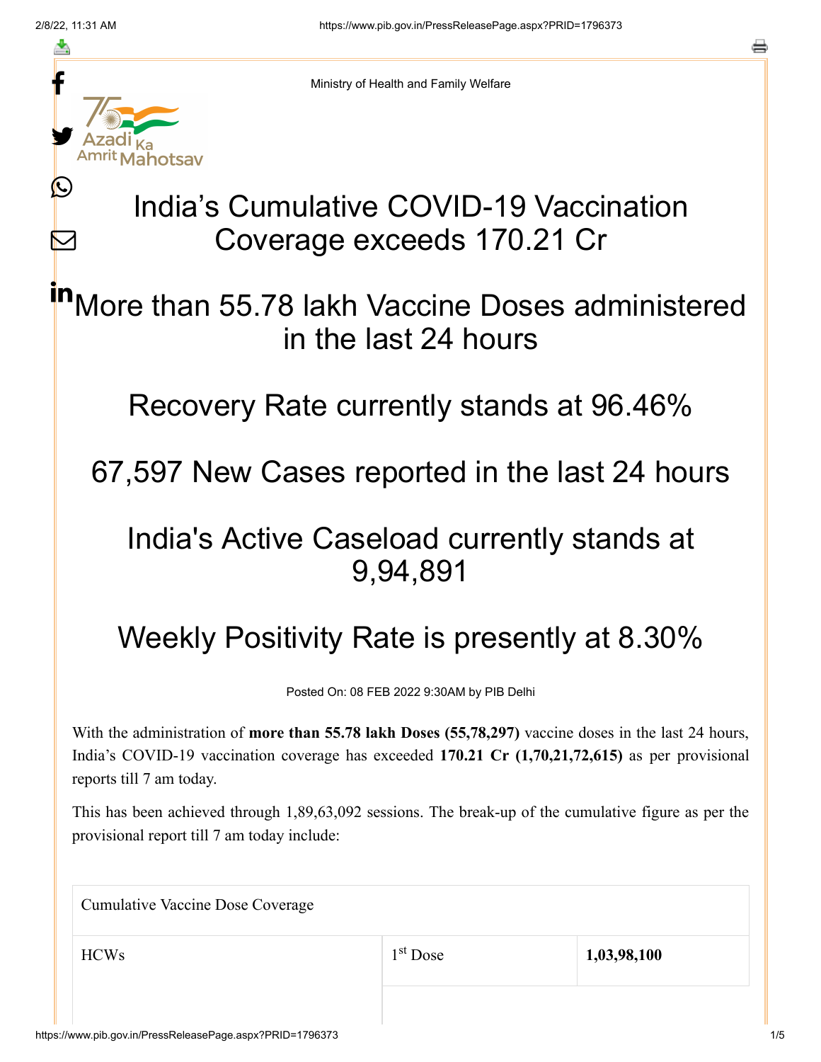Ministry of Health and Family Welfare

# India's Cumulative COVID-19 Vaccination Coverage exceeds 170.21 Cr

## More than 55.78 lakh Vaccine Doses administered in the last 24 hours

## Recovery Rate currently stands at 96.46%

## 67,597 New Cases reported in the last 24 hours

## India's Active Caseload currently stands at 9,94,891

## Weekly Positivity Rate is presently at 8.30%

Posted On: 08 FEB 2022 9:30AM by PIB Delhi

With the administration of **more than 55.78 lakh Doses (55,78,297)** vaccine doses in the last 24 hours, India's COVID-19 vaccination coverage has exceeded **170.21 Cr (1,70,21,72,615)** as per provisional reports till 7 am today.

This has been achieved through 1,89,63,092 sessions. The break-up of the cumulative figure as per the provisional report till 7 am today include:

| Cumulative Vaccine Dose Coverage | | |
|---|---|---|
| HCWs | 1st Dose | **1,03,98,100** |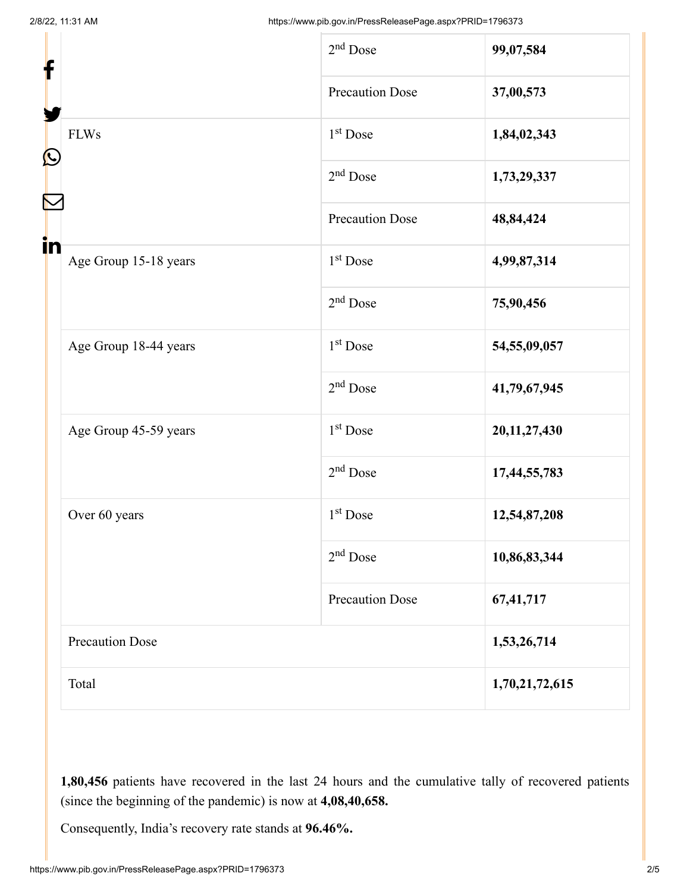| | | |
|---|---|---|
| | 2nd Dose | **99,07,584** |
| | Precaution Dose | **37,00,573** |
| FLWs | 1st Dose | **1,84,02,343** |
| | 2nd Dose | **1,73,29,337** |
| | Precaution Dose | **48,84,424** |
| Age Group 15-18 years | 1st Dose | **4,99,87,314** |
| | 2nd Dose | **75,90,456** |
| Age Group 18-44 years | 1st Dose | **54,55,09,057** |
| | 2nd Dose | **41,79,67,945** |
| Age Group 45-59 years | 1st Dose | **20,11,27,430** |
| | 2nd Dose | **17,44,55,783** |
| Over 60 years | 1st Dose | **12,54,87,208** |
| | 2nd Dose | **10,86,83,344** |
| | Precaution Dose | **67,41,717** |
| Precaution Dose | | **1,53,26,714** |
| Total | | **1,70,21,72,615** |

**1,80,456** patients have recovered in the last 24 hours and the cumulative tally of recovered patients (since the beginning of the pandemic) is now at **4,08,40,658.**

Consequently, India's recovery rate stands at **96.46%.**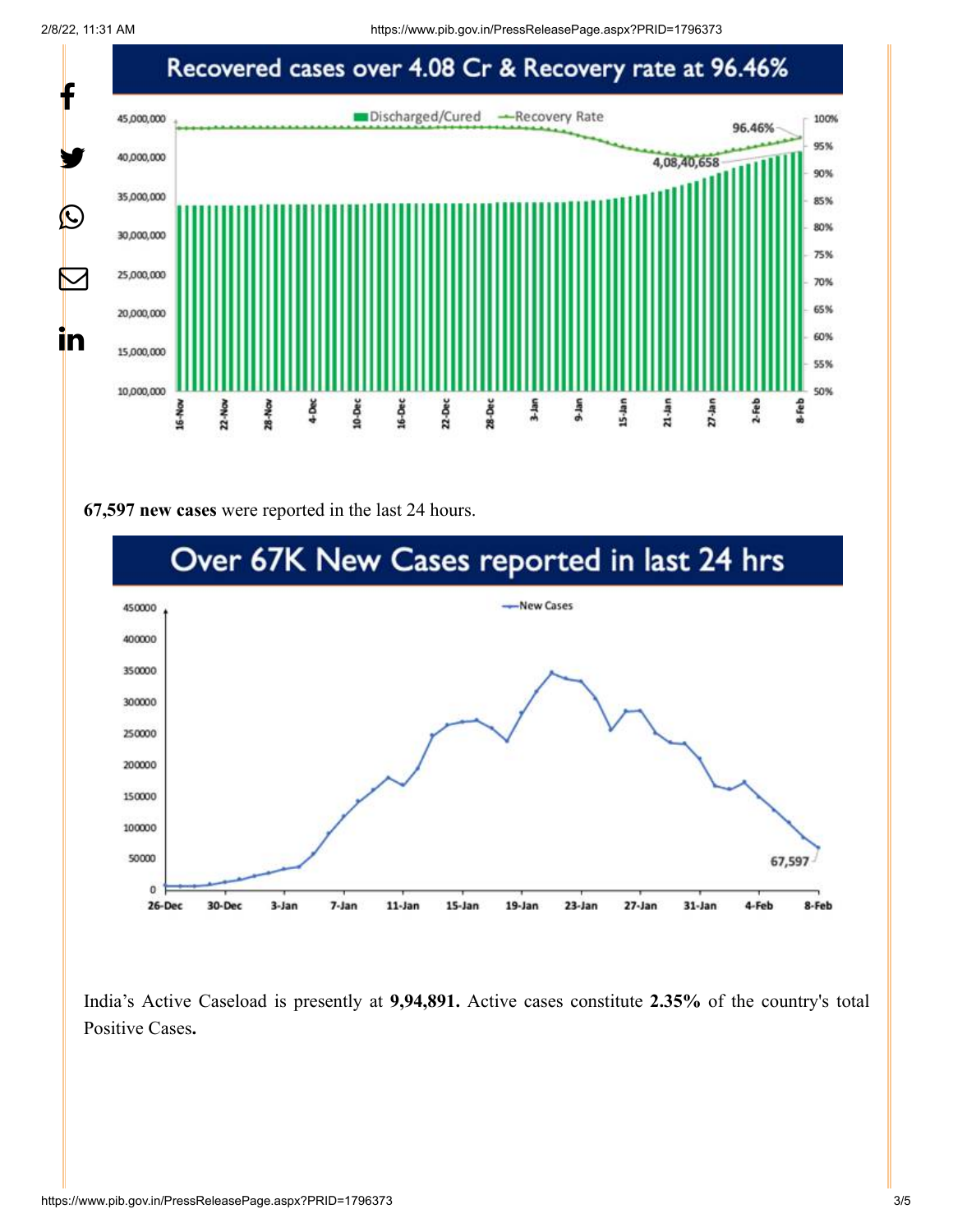**67,597 new cases** were reported in the last 24 hours.

India's Active Caseload is presently at **9,94,891.** Active cases constitute **2.35%** of the country's total Positive Cases**.**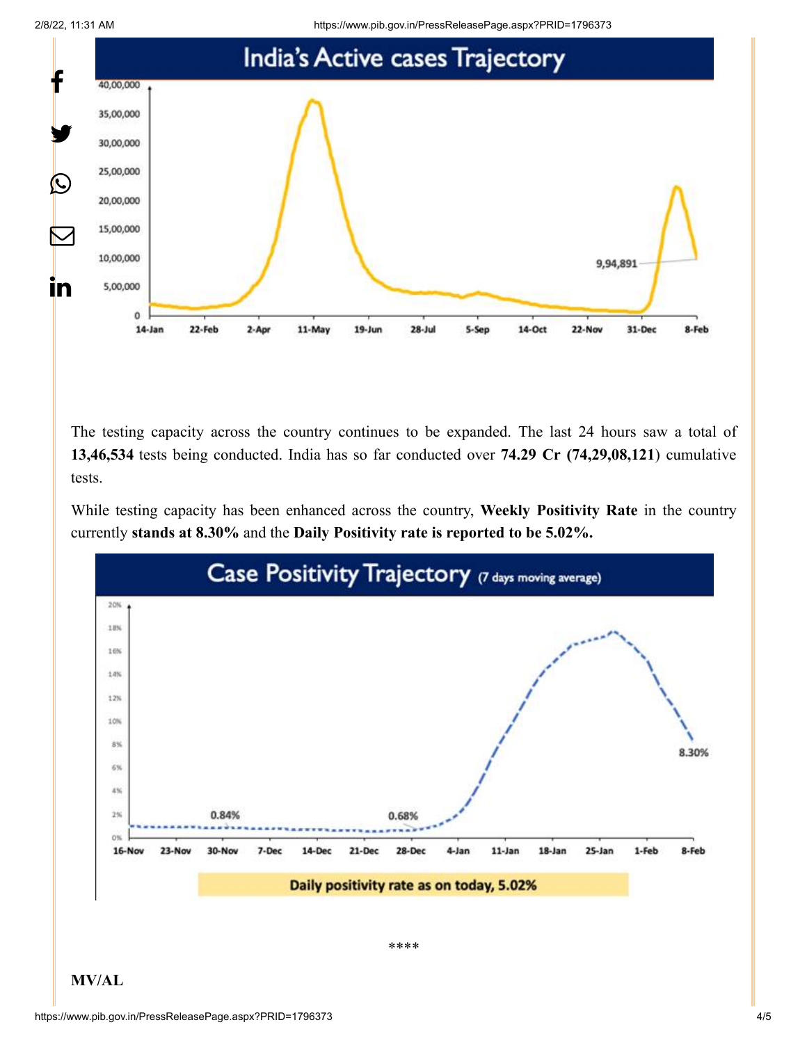## India's Active cases Trajectory

The testing capacity across the country continues to be expanded. The last 24 hours saw a total of **13,46,534** tests being conducted. India has so far conducted over **74.29 Cr (74,29,08,121**) cumulative tests.

While testing capacity has been enhanced across the country, **Weekly Positivity Rate** in the country currently **stands at 8.30%** and the **Daily Positivity rate is reported to be 5.02%.**

## Case Positivity Trajectory (7 days moving average)

Daily positivity rate as on today, 5.02%

****

**MV/AL**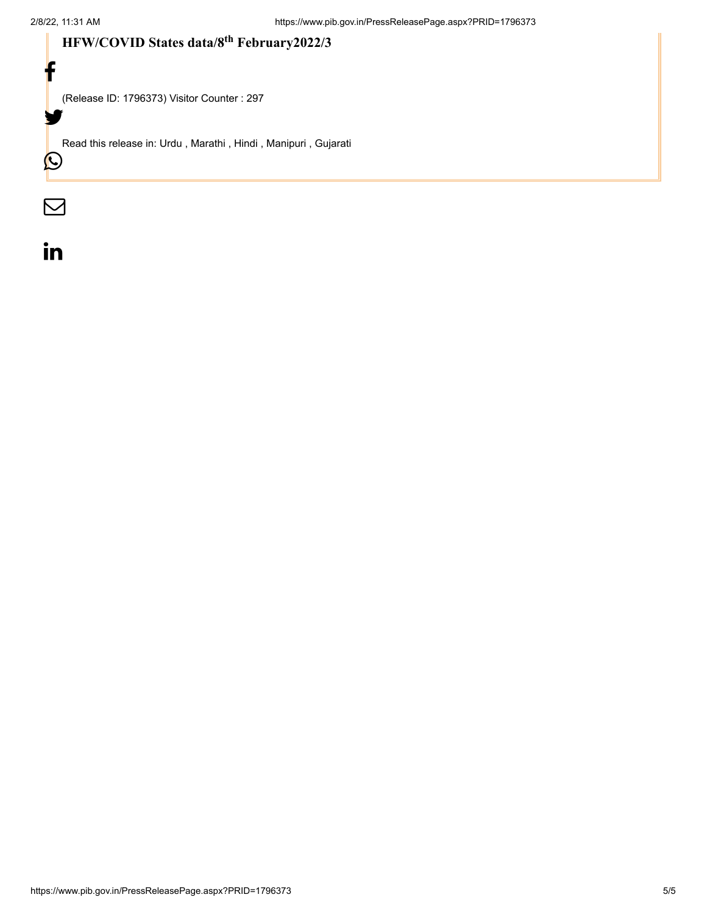**HFW/COVID States data/8th February2022/3**

(Release ID: 1796373) Visitor Counter : 297

Read this release in: Urdu , Marathi , Hindi , Manipuri , Gujarati